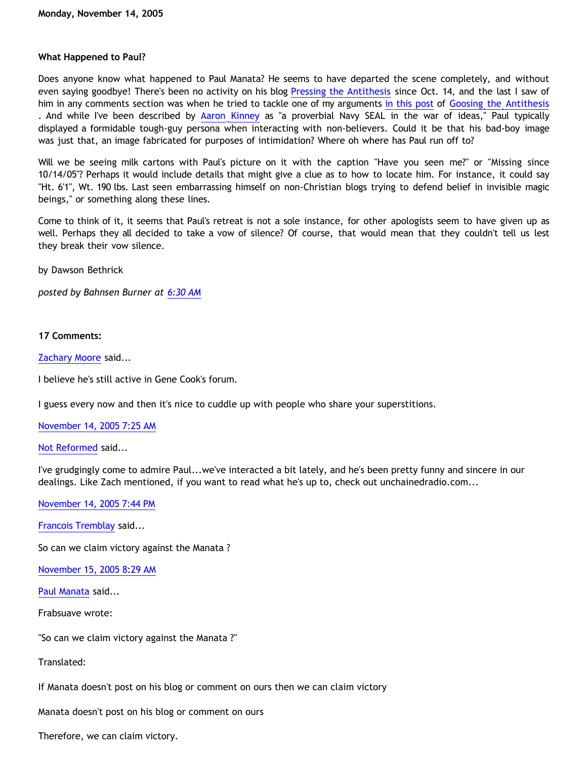Monday, November 14, 2005

### What Happened to Paul?

Does anyone know what happened to Paul Manata? He seems to have departed the scene completely, and without even saying goodbye! There's been no activity on his blog Pressing the Antithesis since Oct. 14, and the last I saw of him in any comments section was when he tried to tackle one of my arguments in this post of Goosing the Antithesis . And while I've been described by Aaron Kinney as "a proverbial Navy SEAL in the war of ideas," Paul typically displayed a formidable tough-guy persona when interacting with non-believers. Could it be that his bad-boy image was just that, an image fabricated for purposes of intimidation? Where oh where has Paul run off to?

Will we be seeing milk cartons with Paul's picture on it with the caption "Have you seen me?" or "Missing since 10/14/05"? Perhaps it would include details that might give a clue as to how to locate him. For instance, it could say "Ht. 6'1", Wt. 190 lbs. Last seen embarrassing himself on non-Christian blogs trying to defend belief in invisible magic beings," or something along these lines.

Come to think of it, it seems that Paul's retreat is not a sole instance, for other apologists seem to have given up as well. Perhaps they all decided to take a vow of silence? Of course, that would mean that they couldn't tell us lest they break their vow silence.

by Dawson Bethrick

*posted by Bahnsen Burner at 6:30 AM*

**17 Comments:**

Zachary Moore said...

I believe he's still active in Gene Cook's forum.

I guess every now and then it's nice to cuddle up with people who share your superstitions.

November 14, 2005 7:25 AM

Not Reformed said...

I've grudgingly come to admire Paul...we've interacted a bit lately, and he's been pretty funny and sincere in our dealings. Like Zach mentioned, if you want to read what he's up to, check out unchainedradio.com...

November 14, 2005 7:44 PM

Francois Tremblay said...

So can we claim victory against the Manata ?

November 15, 2005 8:29 AM

Paul Manata said...

Frabsuave wrote:

"So can we claim victory against the Manata ?"

Translated:

If Manata doesn't post on his blog or comment on ours then we can claim victory

Manata doesn't post on his blog or comment on ours

Therefore, we can claim victory.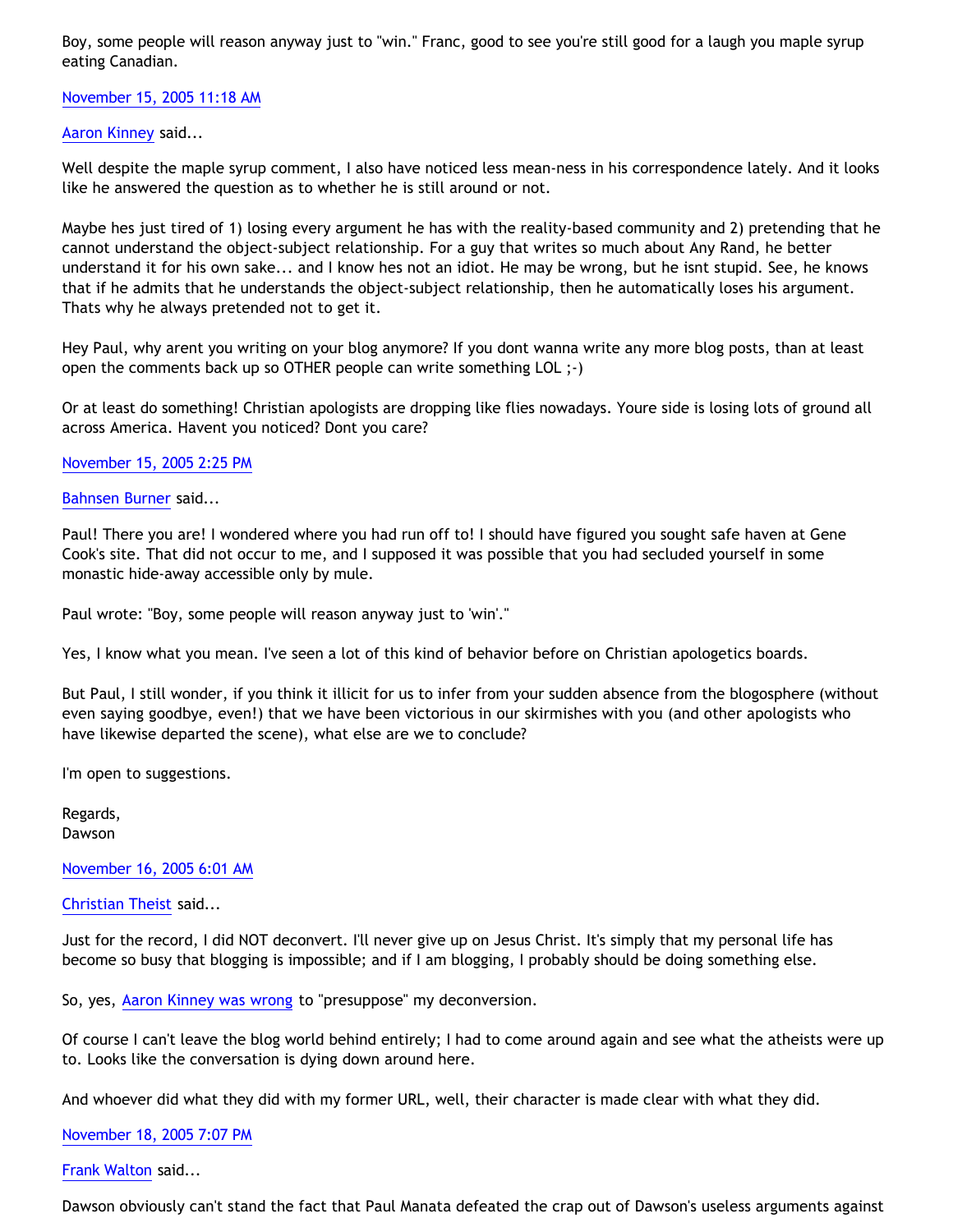Boy, some people will reason anyway just to "win." Franc, good to see you're still good for a laugh you maple syrup eating Canadian.

November 15, 2005 11:18 AM

Aaron Kinney said...

Well despite the maple syrup comment, I also have noticed less mean-ness in his correspondence lately. And it looks like he answered the question as to whether he is still around or not.

Maybe hes just tired of 1) losing every argument he has with the reality-based community and 2) pretending that he cannot understand the object-subject relationship. For a guy that writes so much about Any Rand, he better understand it for his own sake... and I know hes not an idiot. He may be wrong, but he isnt stupid. See, he knows that if he admits that he understands the object-subject relationship, then he automatically loses his argument. Thats why he always pretended not to get it.

Hey Paul, why arent you writing on your blog anymore? If you dont wanna write any more blog posts, than at least open the comments back up so OTHER people can write something LOL ;-)

Or at least do something! Christian apologists are dropping like flies nowadays. Youre side is losing lots of ground all across America. Havent you noticed? Dont you care?

November 15, 2005 2:25 PM

Bahnsen Burner said...

Paul! There you are! I wondered where you had run off to! I should have figured you sought safe haven at Gene Cook's site. That did not occur to me, and I supposed it was possible that you had secluded yourself in some monastic hide-away accessible only by mule.

Paul wrote: "Boy, some people will reason anyway just to 'win'."

Yes, I know what you mean. I've seen a lot of this kind of behavior before on Christian apologetics boards.

But Paul, I still wonder, if you think it illicit for us to infer from your sudden absence from the blogosphere (without even saying goodbye, even!) that we have been victorious in our skirmishes with you (and other apologists who have likewise departed the scene), what else are we to conclude?

I'm open to suggestions.

Regards,
Dawson

November 16, 2005 6:01 AM

Christian Theist said...

Just for the record, I did NOT deconvert. I'll never give up on Jesus Christ. It's simply that my personal life has become so busy that blogging is impossible; and if I am blogging, I probably should be doing something else.

So, yes, Aaron Kinney was wrong to "presuppose" my deconversion.

Of course I can't leave the blog world behind entirely; I had to come around again and see what the atheists were up to. Looks like the conversation is dying down around here.

And whoever did what they did with my former URL, well, their character is made clear with what they did.

November 18, 2005 7:07 PM

Frank Walton said...

Dawson obviously can't stand the fact that Paul Manata defeated the crap out of Dawson's useless arguments against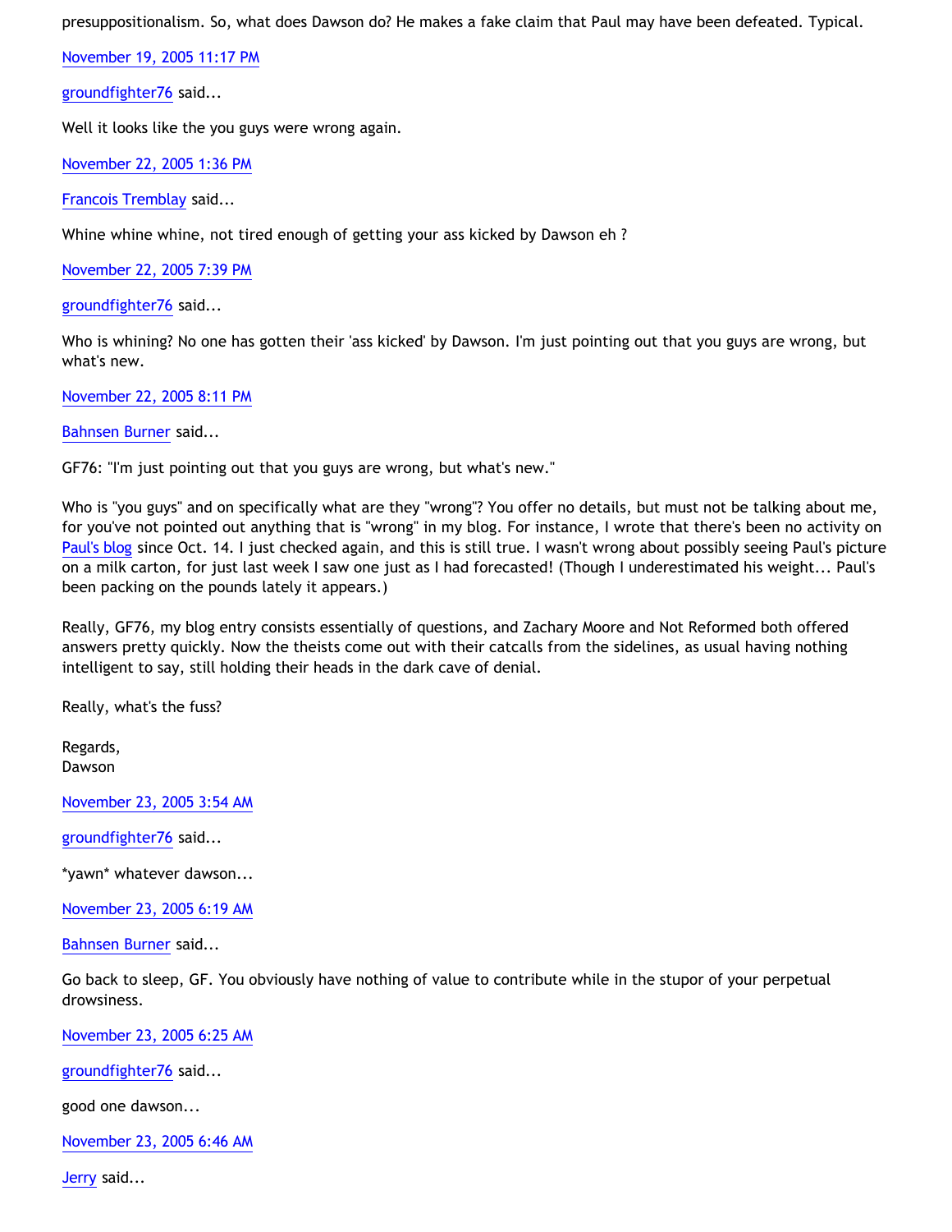presuppositionalism. So, what does Dawson do? He makes a fake claim that Paul may have been defeated. Typical.

November 19, 2005 11:17 PM

groundfighter76 said...

Well it looks like the you guys were wrong again.

November 22, 2005 1:36 PM

Francois Tremblay said...

Whine whine whine, not tired enough of getting your ass kicked by Dawson eh ?

November 22, 2005 7:39 PM

groundfighter76 said...

Who is whining? No one has gotten their 'ass kicked' by Dawson. I'm just pointing out that you guys are wrong, but what's new.

November 22, 2005 8:11 PM

Bahnsen Burner said...

GF76: "I'm just pointing out that you guys are wrong, but what's new."

Who is "you guys" and on specifically what are they "wrong"? You offer no details, but must not be talking about me, for you've not pointed out anything that is "wrong" in my blog. For instance, I wrote that there's been no activity on Paul's blog since Oct. 14. I just checked again, and this is still true. I wasn't wrong about possibly seeing Paul's picture on a milk carton, for just last week I saw one just as I had forecasted! (Though I underestimated his weight... Paul's been packing on the pounds lately it appears.)

Really, GF76, my blog entry consists essentially of questions, and Zachary Moore and Not Reformed both offered answers pretty quickly. Now the theists come out with their catcalls from the sidelines, as usual having nothing intelligent to say, still holding their heads in the dark cave of denial.

Really, what's the fuss?

Regards,
Dawson

November 23, 2005 3:54 AM

groundfighter76 said...

*yawn* whatever dawson...

November 23, 2005 6:19 AM

Bahnsen Burner said...

Go back to sleep, GF. You obviously have nothing of value to contribute while in the stupor of your perpetual drowsiness.

November 23, 2005 6:25 AM

groundfighter76 said...

good one dawson...

November 23, 2005 6:46 AM

Jerry said...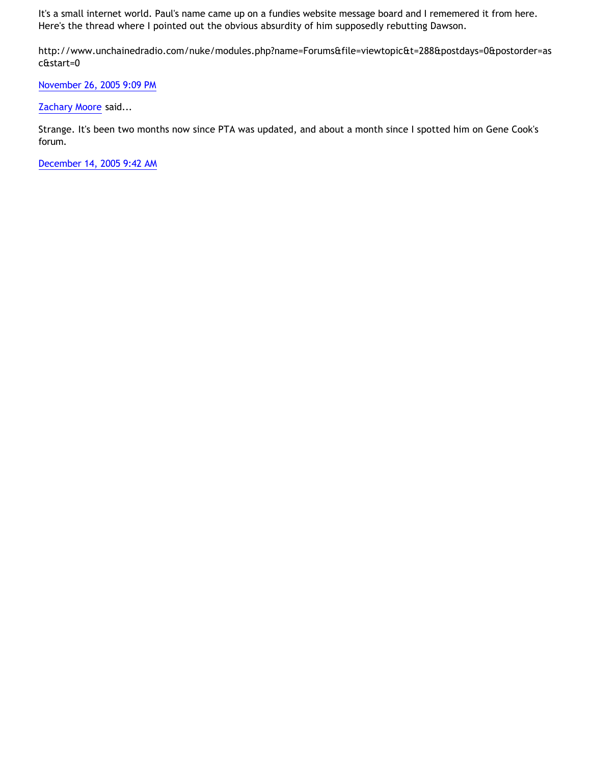It's a small internet world. Paul's name came up on a fundies website message board and I rememered it from here. Here's the thread where I pointed out the obvious absurdity of him supposedly rebutting Dawson.

http://www.unchainedradio.com/nuke/modules.php?name=Forums&file=viewtopic&t=288&postdays=0&postorder=asc&start=0

November 26, 2005 9:09 PM

Zachary Moore said...

Strange. It's been two months now since PTA was updated, and about a month since I spotted him on Gene Cook's forum.

December 14, 2005 9:42 AM